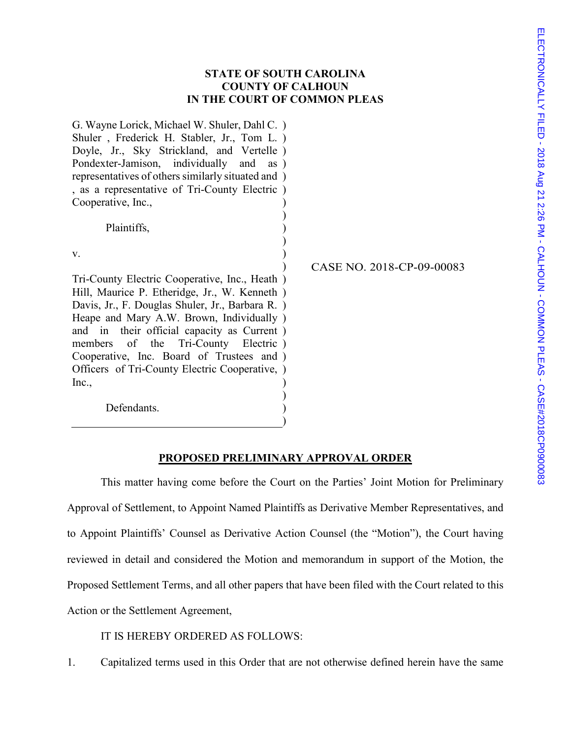**STATE OF SOUTH CAROLINA**
**COUNTY OF CALHOUN**
**IN THE COURT OF COMMON PLEAS**

G. Wayne Lorick, Michael W. Shuler, Dahl C. Shuler , Frederick H. Stabler, Jr., Tom L. Doyle, Jr., Sky Strickland, and Vertelle Pondexter-Jamison, individually and as representatives of others similarly situated and , as a representative of Tri-County Electric Cooperative, Inc.,

Plaintiffs,

v.

Tri-County Electric Cooperative, Inc., Heath Hill, Maurice P. Etheridge, Jr., W. Kenneth Davis, Jr., F. Douglas Shuler, Jr., Barbara R. Heape and Mary A.W. Brown, Individually and in their official capacity as Current members of the Tri-County Electric Cooperative, Inc. Board of Trustees and Officers of Tri-County Electric Cooperative, Inc.,

Defendants.

CASE NO. 2018-CP-09-00083

**PROPOSED PRELIMINARY APPROVAL ORDER**

This matter having come before the Court on the Parties' Joint Motion for Preliminary Approval of Settlement, to Appoint Named Plaintiffs as Derivative Member Representatives, and to Appoint Plaintiffs' Counsel as Derivative Action Counsel (the "Motion"), the Court having reviewed in detail and considered the Motion and memorandum in support of the Motion, the Proposed Settlement Terms, and all other papers that have been filed with the Court related to this Action or the Settlement Agreement,

IT IS HEREBY ORDERED AS FOLLOWS:

1. Capitalized terms used in this Order that are not otherwise defined herein have the same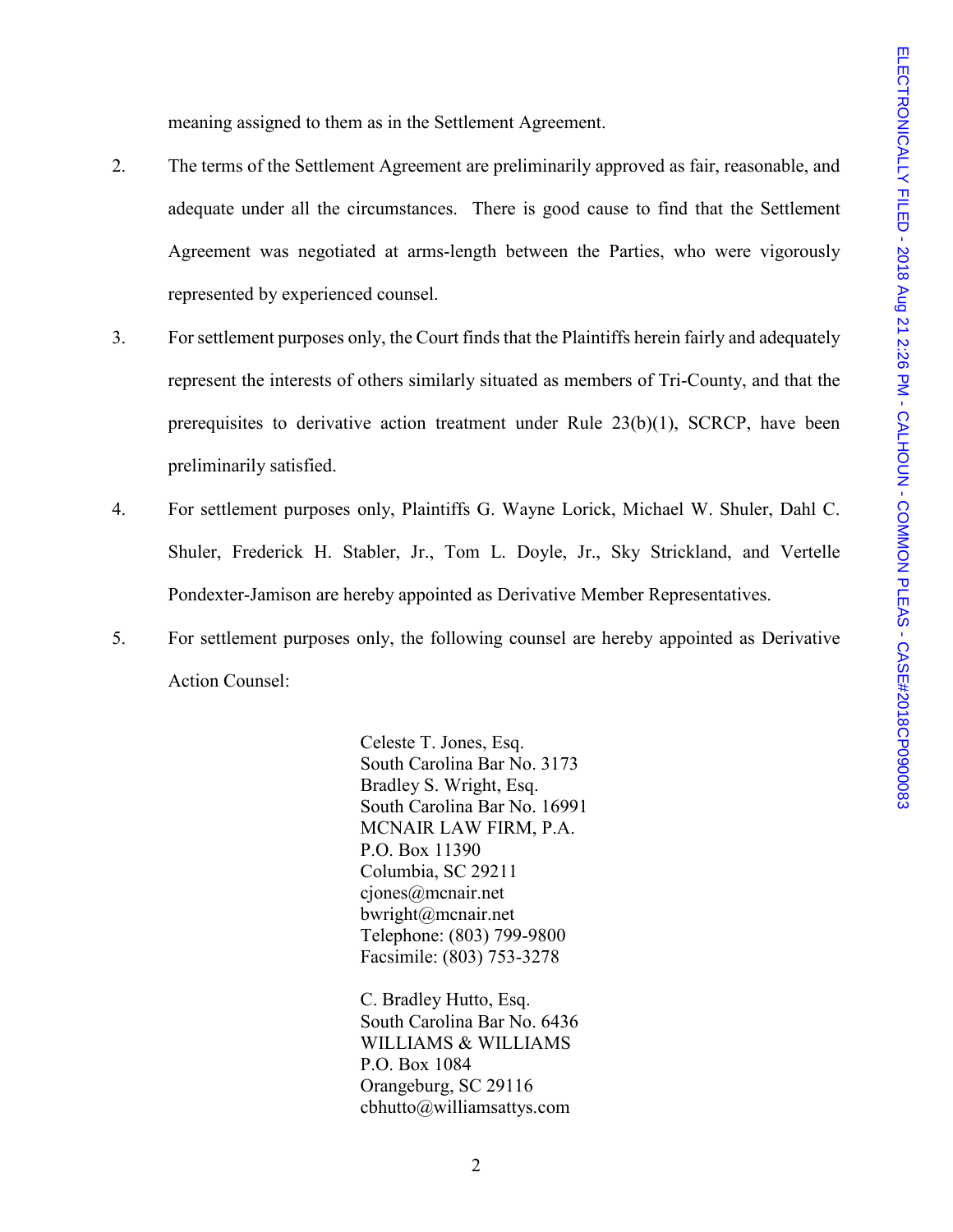meaning assigned to them as in the Settlement Agreement.

2. The terms of the Settlement Agreement are preliminarily approved as fair, reasonable, and adequate under all the circumstances. There is good cause to find that the Settlement Agreement was negotiated at arms-length between the Parties, who were vigorously represented by experienced counsel.

3. For settlement purposes only, the Court finds that the Plaintiffs herein fairly and adequately represent the interests of others similarly situated as members of Tri-County, and that the prerequisites to derivative action treatment under Rule 23(b)(1), SCRCP, have been preliminarily satisfied.

4. For settlement purposes only, Plaintiffs G. Wayne Lorick, Michael W. Shuler, Dahl C. Shuler, Frederick H. Stabler, Jr., Tom L. Doyle, Jr., Sky Strickland, and Vertelle Pondexter-Jamison are hereby appointed as Derivative Member Representatives.

5. For settlement purposes only, the following counsel are hereby appointed as Derivative Action Counsel:

Celeste T. Jones, Esq.
South Carolina Bar No. 3173
Bradley S. Wright, Esq.
South Carolina Bar No. 16991
MCNAIR LAW FIRM, P.A.
P.O. Box 11390
Columbia, SC 29211
cjones@mcnair.net
bwright@mcnair.net
Telephone: (803) 799-9800
Facsimile: (803) 753-3278

C. Bradley Hutto, Esq.
South Carolina Bar No. 6436
WILLIAMS & WILLIAMS
P.O. Box 1084
Orangeburg, SC 29116
cbhutto@williamsattys.com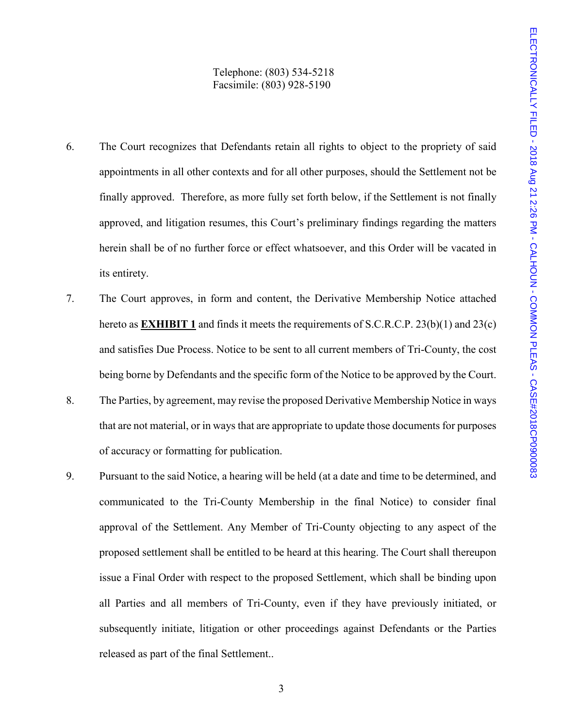Telephone: (803) 534-5218
Facsimile: (803) 928-5190

6. The Court recognizes that Defendants retain all rights to object to the propriety of said appointments in all other contexts and for all other purposes, should the Settlement not be finally approved. Therefore, as more fully set forth below, if the Settlement is not finally approved, and litigation resumes, this Court's preliminary findings regarding the matters herein shall be of no further force or effect whatsoever, and this Order will be vacated in its entirety.

7. The Court approves, in form and content, the Derivative Membership Notice attached hereto as **EXHIBIT 1** and finds it meets the requirements of S.C.R.C.P. 23(b)(1) and 23(c) and satisfies Due Process. Notice to be sent to all current members of Tri-County, the cost being borne by Defendants and the specific form of the Notice to be approved by the Court.

8. The Parties, by agreement, may revise the proposed Derivative Membership Notice in ways that are not material, or in ways that are appropriate to update those documents for purposes of accuracy or formatting for publication.

9. Pursuant to the said Notice, a hearing will be held (at a date and time to be determined, and communicated to the Tri-County Membership in the final Notice) to consider final approval of the Settlement. Any Member of Tri-County objecting to any aspect of the proposed settlement shall be entitled to be heard at this hearing. The Court shall thereupon issue a Final Order with respect to the proposed Settlement, which shall be binding upon all Parties and all members of Tri-County, even if they have previously initiated, or subsequently initiate, litigation or other proceedings against Defendants or the Parties released as part of the final Settlement..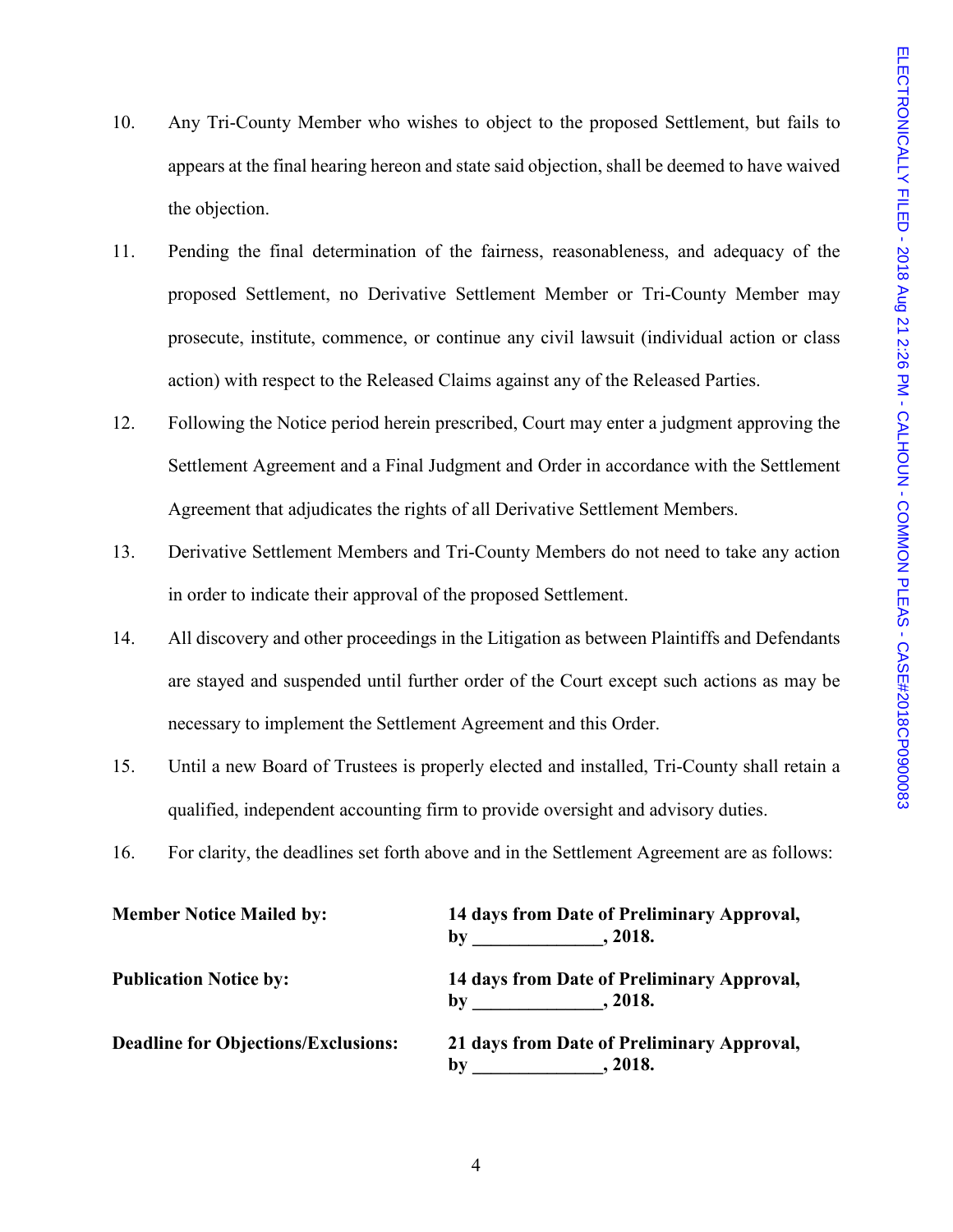10. Any Tri-County Member who wishes to object to the proposed Settlement, but fails to appears at the final hearing hereon and state said objection, shall be deemed to have waived the objection.

11. Pending the final determination of the fairness, reasonableness, and adequacy of the proposed Settlement, no Derivative Settlement Member or Tri-County Member may prosecute, institute, commence, or continue any civil lawsuit (individual action or class action) with respect to the Released Claims against any of the Released Parties.

12. Following the Notice period herein prescribed, Court may enter a judgment approving the Settlement Agreement and a Final Judgment and Order in accordance with the Settlement Agreement that adjudicates the rights of all Derivative Settlement Members.

13. Derivative Settlement Members and Tri-County Members do not need to take any action in order to indicate their approval of the proposed Settlement.

14. All discovery and other proceedings in the Litigation as between Plaintiffs and Defendants are stayed and suspended until further order of the Court except such actions as may be necessary to implement the Settlement Agreement and this Order.

15. Until a new Board of Trustees is properly elected and installed, Tri-County shall retain a qualified, independent accounting firm to provide oversight and advisory duties.

16. For clarity, the deadlines set forth above and in the Settlement Agreement are as follows:

| | |
|---|---|
| **Member Notice Mailed by:** | **14 days from Date of Preliminary Approval, by ______________, 2018.** |
| **Publication Notice by:** | **14 days from Date of Preliminary Approval, by ______________, 2018.** |
| **Deadline for Objections/Exclusions:** | **21 days from Date of Preliminary Approval, by ______________, 2018.** |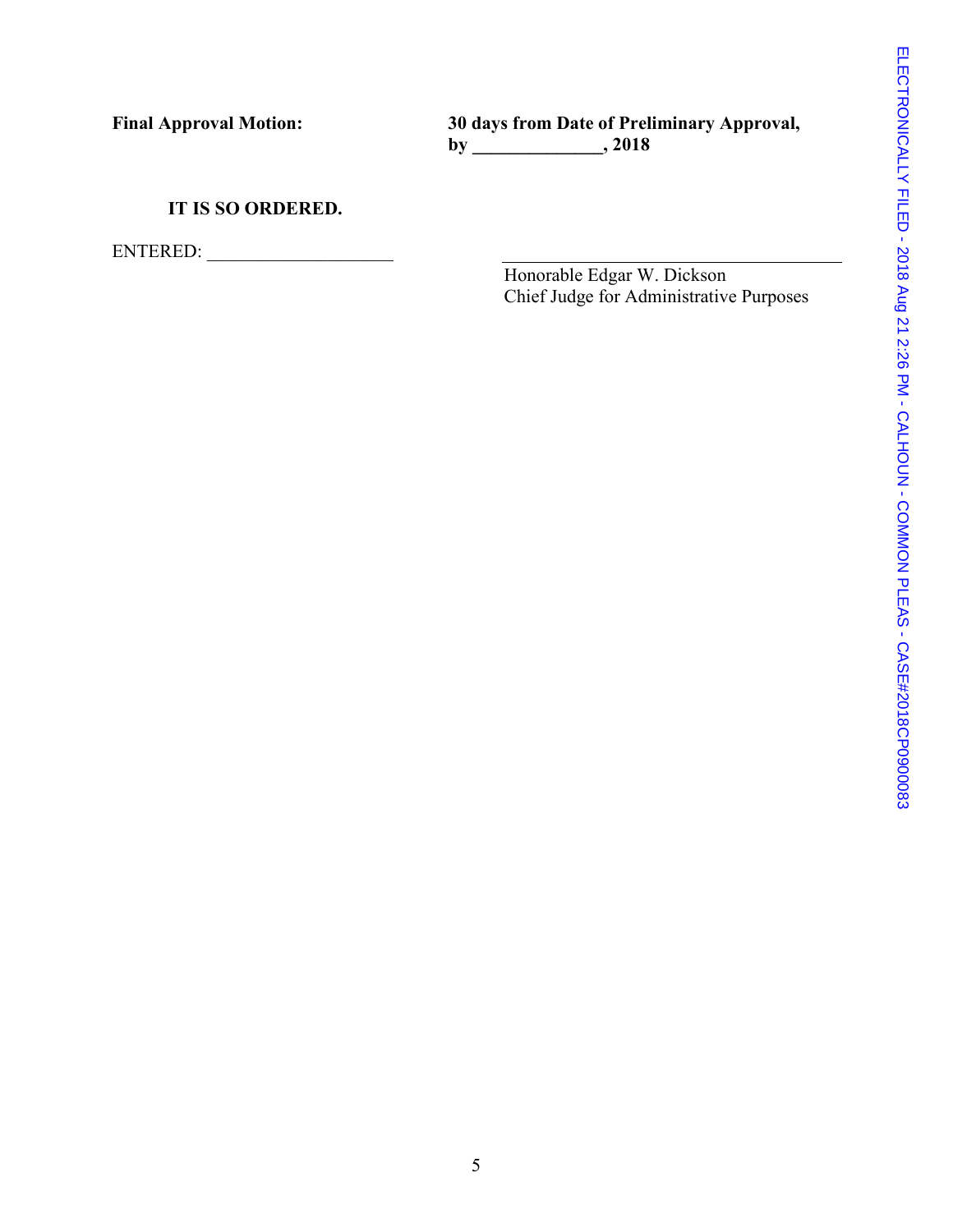**Final Approval Motion:** **30 days from Date of Preliminary Approval, by ______________, 2018**

**IT IS SO ORDERED.**

ENTERED: ____________________

______________________________________
Honorable Edgar W. Dickson
Chief Judge for Administrative Purposes

ELECTRONICALLY FILED - 2018 Aug 21 2:26 PM - CALHOUN - COMMON PLEAS - CASE#2018CP0900083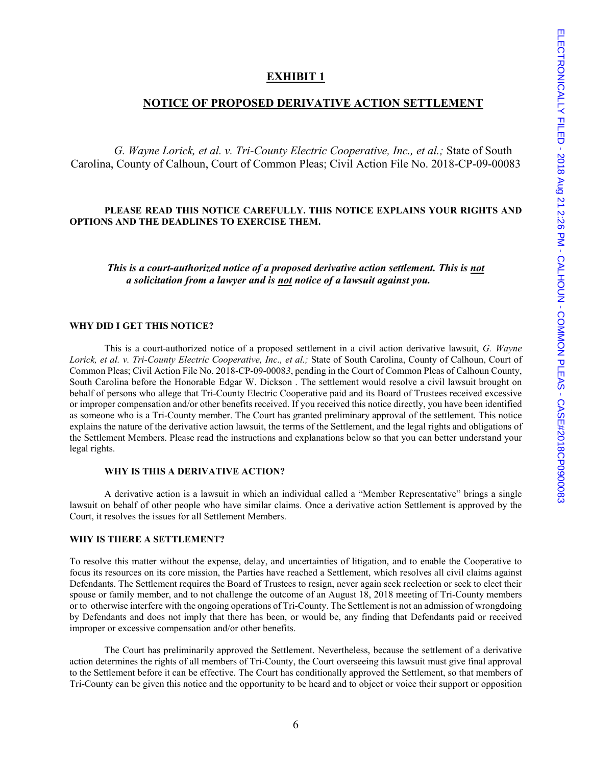# EXHIBIT 1

## NOTICE OF PROPOSED DERIVATIVE ACTION SETTLEMENT

*G. Wayne Lorick, et al. v. Tri-County Electric Cooperative, Inc., et al.;* State of South Carolina, County of Calhoun, Court of Common Pleas; Civil Action File No. 2018-CP-09-00083

**PLEASE READ THIS NOTICE CAREFULLY. THIS NOTICE EXPLAINS YOUR RIGHTS AND OPTIONS AND THE DEADLINES TO EXERCISE THEM.**

***This is a court-authorized notice of a proposed derivative action settlement. This is not a solicitation from a lawyer and is not notice of a lawsuit against you.***

**WHY DID I GET THIS NOTICE?**

This is a court-authorized notice of a proposed settlement in a civil action derivative lawsuit, *G. Wayne Lorick, et al. v. Tri-County Electric Cooperative, Inc., et al.;* State of South Carolina, County of Calhoun, Court of Common Pleas; Civil Action File No. 2018-CP-09-0008*3*, pending in the Court of Common Pleas of Calhoun County, South Carolina before the Honorable Edgar W. Dickson . The settlement would resolve a civil lawsuit brought on behalf of persons who allege that Tri-County Electric Cooperative paid and its Board of Trustees received excessive or improper compensation and/or other benefits received. If you received this notice directly, you have been identified as someone who is a Tri-County member. The Court has granted preliminary approval of the settlement. This notice explains the nature of the derivative action lawsuit, the terms of the Settlement, and the legal rights and obligations of the Settlement Members. Please read the instructions and explanations below so that you can better understand your legal rights.

**WHY IS THIS A DERIVATIVE ACTION?**

A derivative action is a lawsuit in which an individual called a "Member Representative" brings a single lawsuit on behalf of other people who have similar claims. Once a derivative action Settlement is approved by the Court, it resolves the issues for all Settlement Members.

**WHY IS THERE A SETTLEMENT?**

To resolve this matter without the expense, delay, and uncertainties of litigation, and to enable the Cooperative to focus its resources on its core mission, the Parties have reached a Settlement, which resolves all civil claims against Defendants. The Settlement requires the Board of Trustees to resign, never again seek reelection or seek to elect their spouse or family member, and to not challenge the outcome of an August 18, 2018 meeting of Tri-County members or to otherwise interfere with the ongoing operations of Tri-County. The Settlement is not an admission of wrongdoing by Defendants and does not imply that there has been, or would be, any finding that Defendants paid or received improper or excessive compensation and/or other benefits.

The Court has preliminarily approved the Settlement. Nevertheless, because the settlement of a derivative action determines the rights of all members of Tri-County, the Court overseeing this lawsuit must give final approval to the Settlement before it can be effective. The Court has conditionally approved the Settlement, so that members of Tri-County can be given this notice and the opportunity to be heard and to object or voice their support or opposition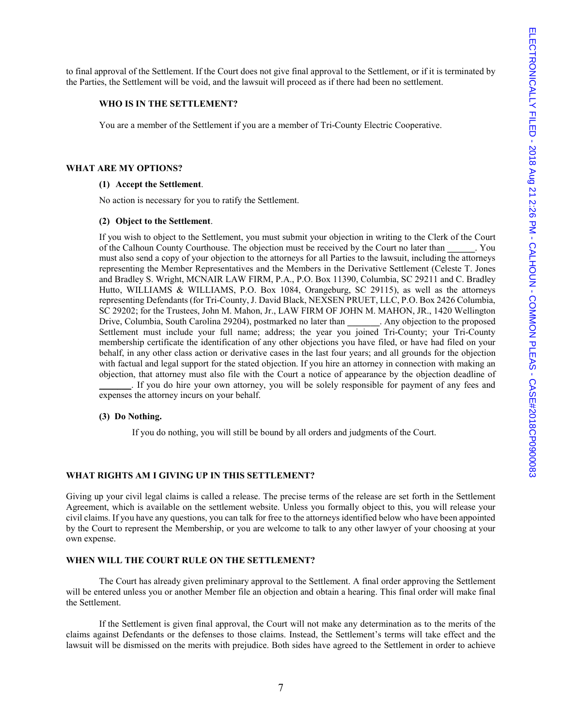to final approval of the Settlement. If the Court does not give final approval to the Settlement, or if it is terminated by the Parties, the Settlement will be void, and the lawsuit will proceed as if there had been no settlement.

### WHO IS IN THE SETTLEMENT?

You are a member of the Settlement if you are a member of Tri-County Electric Cooperative.

## WHAT ARE MY OPTIONS?

**(1) Accept the Settlement**.

No action is necessary for you to ratify the Settlement.

**(2) Object to the Settlement**.

If you wish to object to the Settlement, you must submit your objection in writing to the Clerk of the Court of the Calhoun County Courthouse. The objection must be received by the Court no later than ______. You must also send a copy of your objection to the attorneys for all Parties to the lawsuit, including the attorneys representing the Member Representatives and the Members in the Derivative Settlement (Celeste T. Jones and Bradley S. Wright, MCNAIR LAW FIRM, P.A., P.O. Box 11390, Columbia, SC 29211 and C. Bradley Hutto, WILLIAMS & WILLIAMS, P.O. Box 1084, Orangeburg, SC 29115), as well as the attorneys representing Defendants (for Tri-County, J. David Black, NEXSEN PRUET, LLC, P.O. Box 2426 Columbia, SC 29202; for the Trustees, John M. Mahon, Jr., LAW FIRM OF JOHN M. MAHON, JR., 1420 Wellington Drive, Columbia, South Carolina 29204), postmarked no later than _______. Any objection to the proposed Settlement must include your full name; address; the year you joined Tri-County; your Tri-County membership certificate the identification of any other objections you have filed, or have had filed on your behalf, in any other class action or derivative cases in the last four years; and all grounds for the objection with factual and legal support for the stated objection. If you hire an attorney in connection with making an objection, that attorney must also file with the Court a notice of appearance by the objection deadline of _______. If you do hire your own attorney, you will be solely responsible for payment of any fees and expenses the attorney incurs on your behalf.

**(3) Do Nothing.**

If you do nothing, you will still be bound by all orders and judgments of the Court.

## WHAT RIGHTS AM I GIVING UP IN THIS SETTLEMENT?

Giving up your civil legal claims is called a release. The precise terms of the release are set forth in the Settlement Agreement, which is available on the settlement website. Unless you formally object to this, you will release your civil claims. If you have any questions, you can talk for free to the attorneys identified below who have been appointed by the Court to represent the Membership, or you are welcome to talk to any other lawyer of your choosing at your own expense.

## WHEN WILL THE COURT RULE ON THE SETTLEMENT?

The Court has already given preliminary approval to the Settlement. A final order approving the Settlement will be entered unless you or another Member file an objection and obtain a hearing. This final order will make final the Settlement.

If the Settlement is given final approval, the Court will not make any determination as to the merits of the claims against Defendants or the defenses to those claims. Instead, the Settlement's terms will take effect and the lawsuit will be dismissed on the merits with prejudice. Both sides have agreed to the Settlement in order to achieve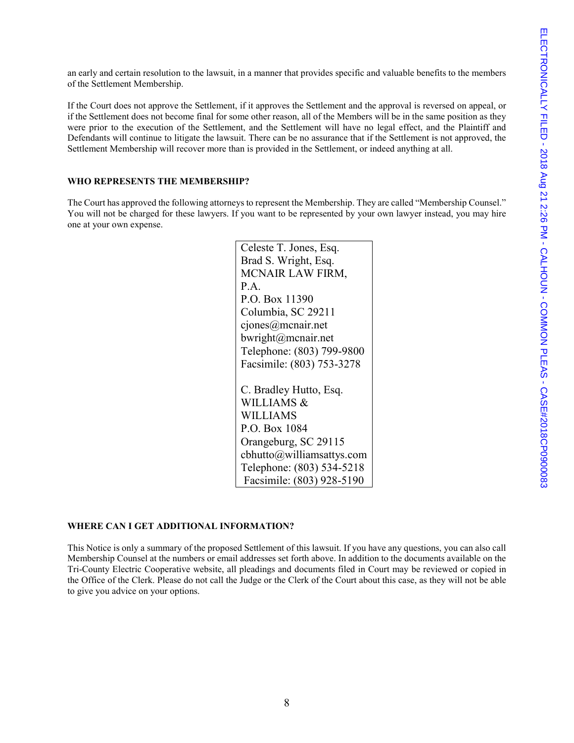an early and certain resolution to the lawsuit, in a manner that provides specific and valuable benefits to the members of the Settlement Membership.

If the Court does not approve the Settlement, if it approves the Settlement and the approval is reversed on appeal, or if the Settlement does not become final for some other reason, all of the Members will be in the same position as they were prior to the execution of the Settlement, and the Settlement will have no legal effect, and the Plaintiff and Defendants will continue to litigate the lawsuit. There can be no assurance that if the Settlement is not approved, the Settlement Membership will recover more than is provided in the Settlement, or indeed anything at all.

**WHO REPRESENTS THE MEMBERSHIP?**

The Court has approved the following attorneys to represent the Membership. They are called "Membership Counsel." You will not be charged for these lawyers. If you want to be represented by your own lawyer instead, you may hire one at your own expense.

Celeste T. Jones, Esq.
Brad S. Wright, Esq.
MCNAIR LAW FIRM, P.A.
P.O. Box 11390
Columbia, SC 29211
cjones@mcnair.net
bwright@mcnair.net
Telephone: (803) 799-9800
Facsimile: (803) 753-3278

C. Bradley Hutto, Esq.
WILLIAMS & WILLIAMS
P.O. Box 1084
Orangeburg, SC 29115
cbhutto@williamsattys.com
Telephone: (803) 534-5218
Facsimile: (803) 928-5190

**WHERE CAN I GET ADDITIONAL INFORMATION?**

This Notice is only a summary of the proposed Settlement of this lawsuit. If you have any questions, you can also call Membership Counsel at the numbers or email addresses set forth above. In addition to the documents available on the Tri-County Electric Cooperative website, all pleadings and documents filed in Court may be reviewed or copied in the Office of the Clerk. Please do not call the Judge or the Clerk of the Court about this case, as they will not be able to give you advice on your options.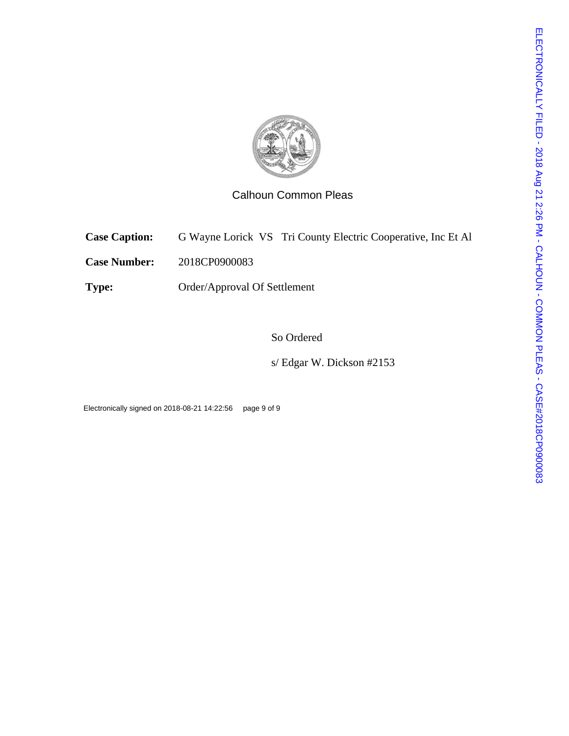Calhoun Common Pleas

**Case Caption:** G Wayne Lorick VS Tri County Electric Cooperative, Inc Et Al

**Case Number:** 2018CP0900083

**Type:** Order/Approval Of Settlement

So Ordered

s/ Edgar W. Dickson #2153

Electronically signed on 2018-08-21 14:22:56

ELECTRONICALLY FILED - 2018 Aug 21 2:26 PM - CALHOUN - COMMON PLEAS - CASE#2018CP0900083